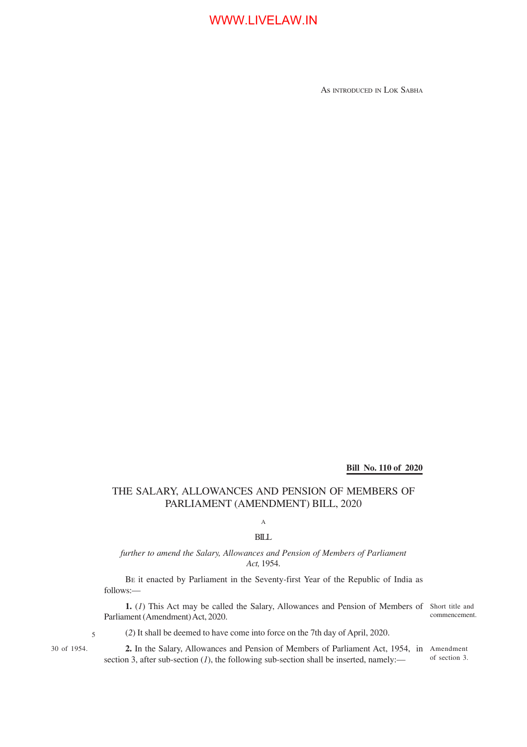WWW.LIVELAW.IN

AS INTRODUCED IN LOK SABHA

**Bill No. 110 of 2020**

# THE SALARY, ALLOWANCES AND PENSION OF MEMBERS OF PARLIAMENT (AMENDMENT) BILL, 2020

A

BILL

*further to amend the Salary, Allowances and Pension of Members of Parliament Act,* 1954.

BE it enacted by Parliament in the Seventy-first Year of the Republic of India as follows:—

Short title and commencement.

**1.** (*1*) This Act may be called the Salary, Allowances and Pension of Members of Parliament (Amendment) Act, 2020.

(*2*) It shall be deemed to have come into force on the 7th day of April, 2020.

Amendment of section 3.

30 of 1954.

**2.** In the Salary, Allowances and Pension of Members of Parliament Act, 1954, in section 3, after sub-section (*1*), the following sub-section shall be inserted, namely:—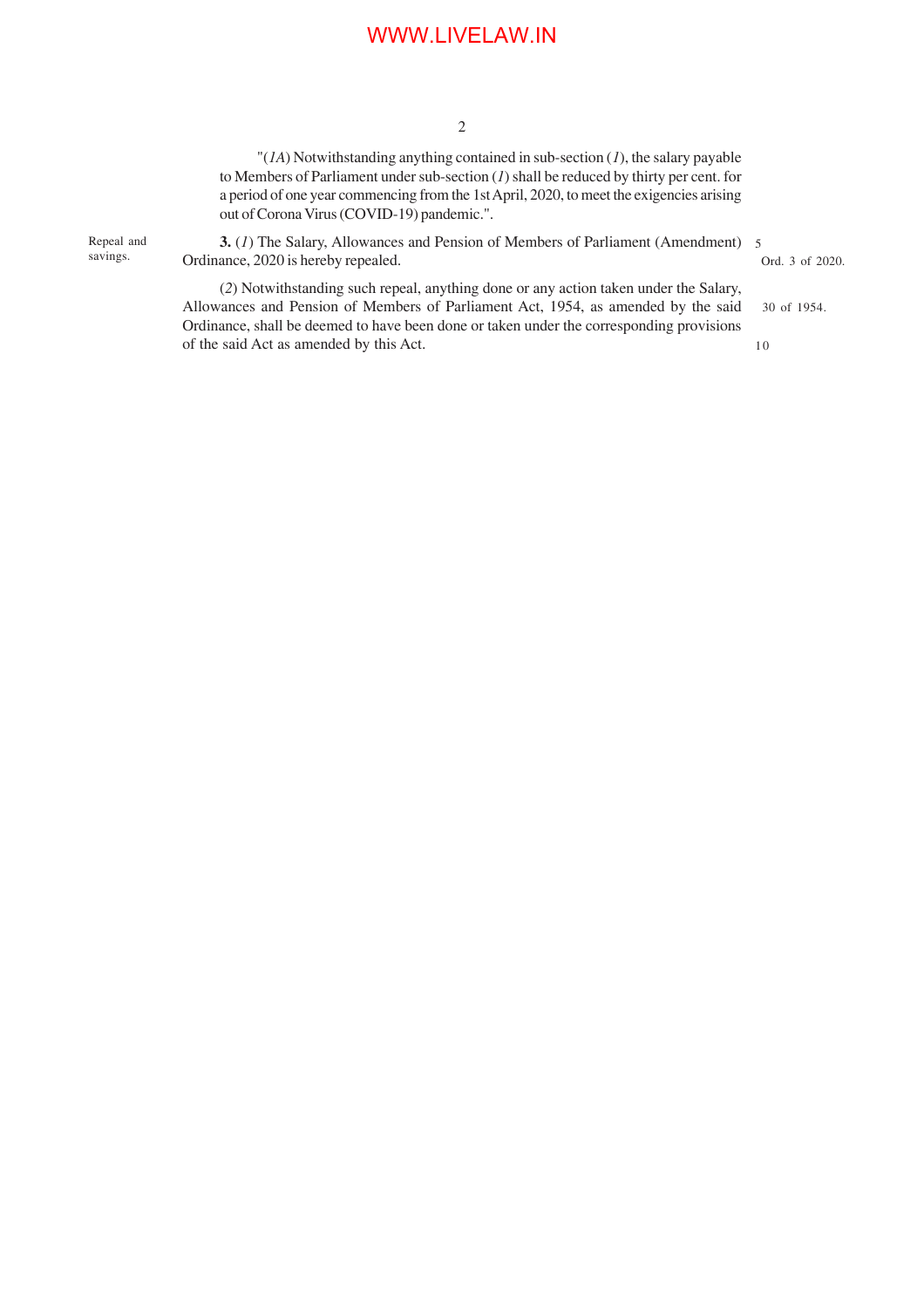"(*1A*) Notwithstanding anything contained in sub-section (*1*), the salary payable to Members of Parliament under sub-section (*1*) shall be reduced by thirty per cent. for a period of one year commencing from the 1st April, 2020, to meet the exigencies arising out of Corona Virus (COVID-19) pandemic.".

Repeal and savings.

**3.** (*1*) The Salary, Allowances and Pension of Members of Parliament (Amendment) Ordinance, 2020 is hereby repealed. *Ord. 3 of 2020.*

(*2*) Notwithstanding such repeal, anything done or any action taken under the Salary, Allowances and Pension of Members of Parliament Act, 1954, as amended by the said Ordinance, shall be deemed to have been done or taken under the corresponding provisions of the said Act as amended by this Act. *30 of 1954.*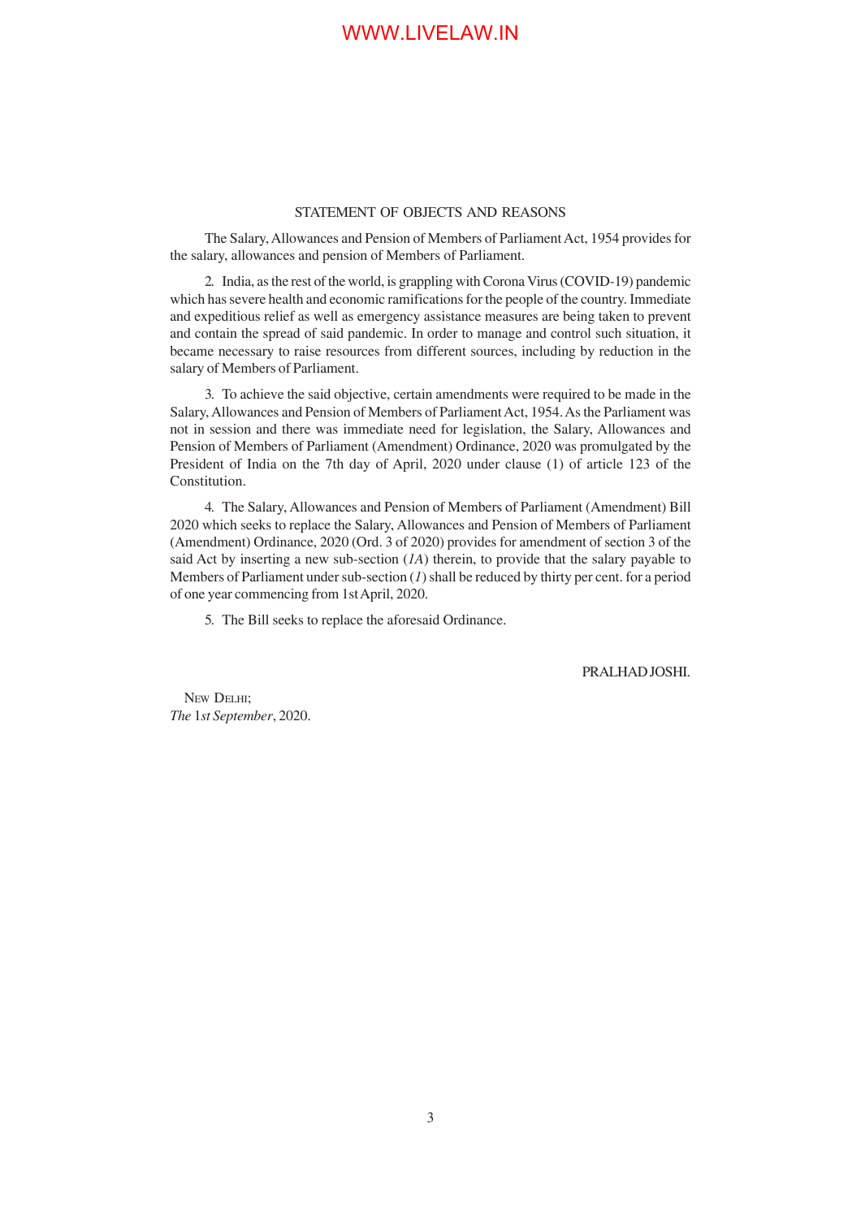## STATEMENT OF OBJECTS AND REASONS

The Salary, Allowances and Pension of Members of Parliament Act, 1954 provides for the salary, allowances and pension of Members of Parliament.

2. India, as the rest of the world, is grappling with Corona Virus (COVID-19) pandemic which has severe health and economic ramifications for the people of the country. Immediate and expeditious relief as well as emergency assistance measures are being taken to prevent and contain the spread of said pandemic. In order to manage and control such situation, it became necessary to raise resources from different sources, including by reduction in the salary of Members of Parliament.

3. To achieve the said objective, certain amendments were required to be made in the Salary, Allowances and Pension of Members of Parliament Act, 1954. As the Parliament was not in session and there was immediate need for legislation, the Salary, Allowances and Pension of Members of Parliament (Amendment) Ordinance, 2020 was promulgated by the President of India on the 7th day of April, 2020 under clause (1) of article 123 of the Constitution.

4. The Salary, Allowances and Pension of Members of Parliament (Amendment) Bill 2020 which seeks to replace the Salary, Allowances and Pension of Members of Parliament (Amendment) Ordinance, 2020 (Ord. 3 of 2020) provides for amendment of section 3 of the said Act by inserting a new sub-section (*1A*) therein, to provide that the salary payable to Members of Parliament under sub-section (*1*) shall be reduced by thirty per cent. for a period of one year commencing from 1st April, 2020.

5. The Bill seeks to replace the aforesaid Ordinance.

PRALHAD JOSHI.

NEW DELHI;
*The* 1*st September*, 2020.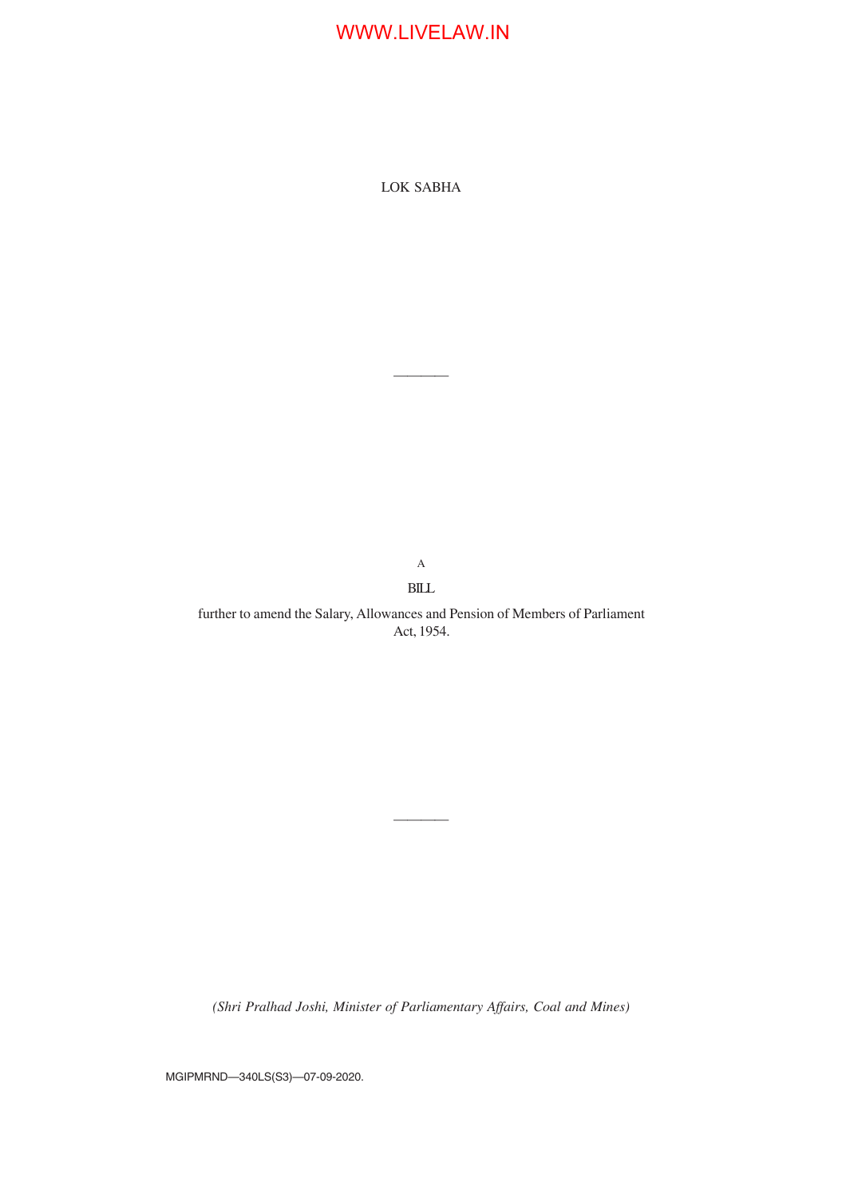LOK SABHA

————

A

BILL

further to amend the Salary, Allowances and Pension of Members of Parliament Act, 1954.

————

*(Shri Pralhad Joshi, Minister of Parliamentary Affairs, Coal and Mines)*

MGIPMRND—340LS(S3)—07-09-2020.